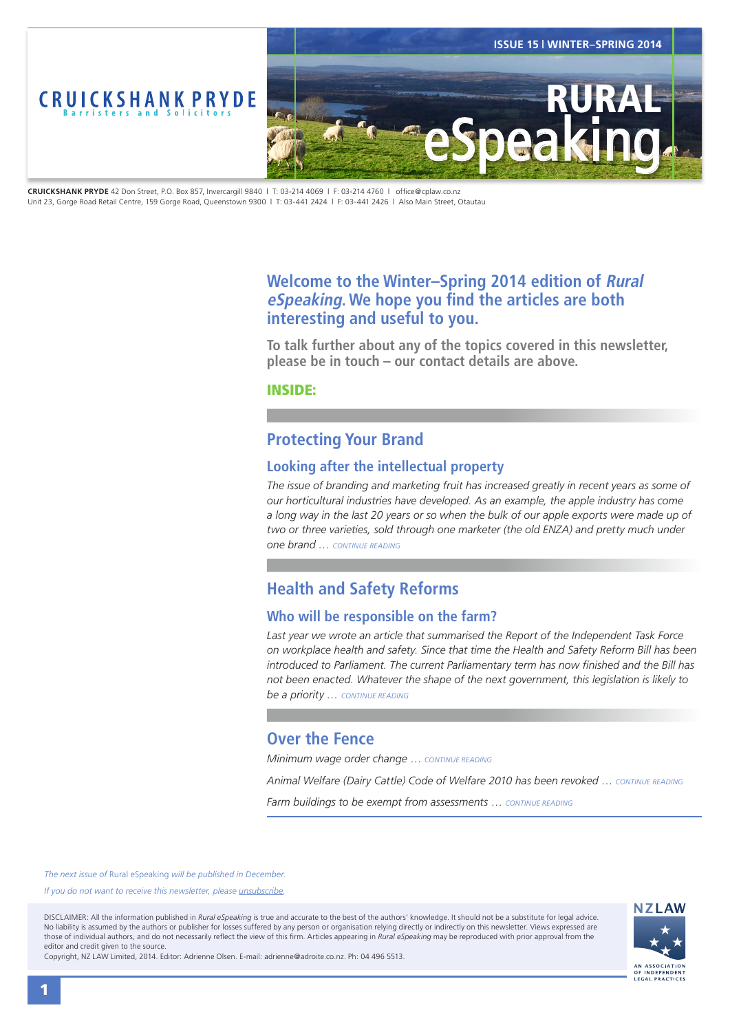# CRUICKSHANK PRYDE

Barristers and Solicitors

ISSUE 15 | WINTER–SPRING 2014

# RURAL eSpeaking

**CRUICKSHANK PRYDE** 42 Don Street, P.O. Box 857, Invercargill 9840 | T: 03-214 4069 | F: 03-214 4760 | office@cplaw.co.nz
Unit 23, Gorge Road Retail Centre, 159 Gorge Road, Queenstown 9300 | T: 03-441 2424 | F: 03-441 2426 | Also Main Street, Otautau

## Welcome to the Winter–Spring 2014 edition of *Rural eSpeaking*. We hope you find the articles are both interesting and useful to you.

**To talk further about any of the topics covered in this newsletter, please be in touch – our contact details are above.**

**INSIDE:**

## Protecting Your Brand

### Looking after the intellectual property

*The issue of branding and marketing fruit has increased greatly in recent years as some of our horticultural industries have developed. As an example, the apple industry has come a long way in the last 20 years or so when the bulk of our apple exports were made up of two or three varieties, sold through one marketer (the old ENZA) and pretty much under one brand …* CONTINUE READING

## Health and Safety Reforms

### Who will be responsible on the farm?

*Last year we wrote an article that summarised the Report of the Independent Task Force on workplace health and safety. Since that time the Health and Safety Reform Bill has been introduced to Parliament. The current Parliamentary term has now finished and the Bill has not been enacted. Whatever the shape of the next government, this legislation is likely to be a priority …* CONTINUE READING

## Over the Fence

*Minimum wage order change …* CONTINUE READING

*Animal Welfare (Dairy Cattle) Code of Welfare 2010 has been revoked …* CONTINUE READING

*Farm buildings to be exempt from assessments …* CONTINUE READING

*The next issue of* Rural eSpeaking *will be published in December.*

*If you do not want to receive this newsletter, please unsubscribe.*

DISCLAIMER: All the information published in *Rural eSpeaking* is true and accurate to the best of the authors' knowledge. It should not be a substitute for legal advice. No liability is assumed by the authors or publisher for losses suffered by any person or organisation relying directly or indirectly on this newsletter. Views expressed are those of individual authors, and do not necessarily reflect the view of this firm. Articles appearing in *Rural eSpeaking* may be reproduced with prior approval from the editor and credit given to the source.
Copyright, NZ LAW Limited, 2014. Editor: Adrienne Olsen. E-mail: adrienne@adroite.co.nz. Ph: 04 496 5513.

NZLAW
AN ASSOCIATION OF INDEPENDENT LEGAL PRACTICES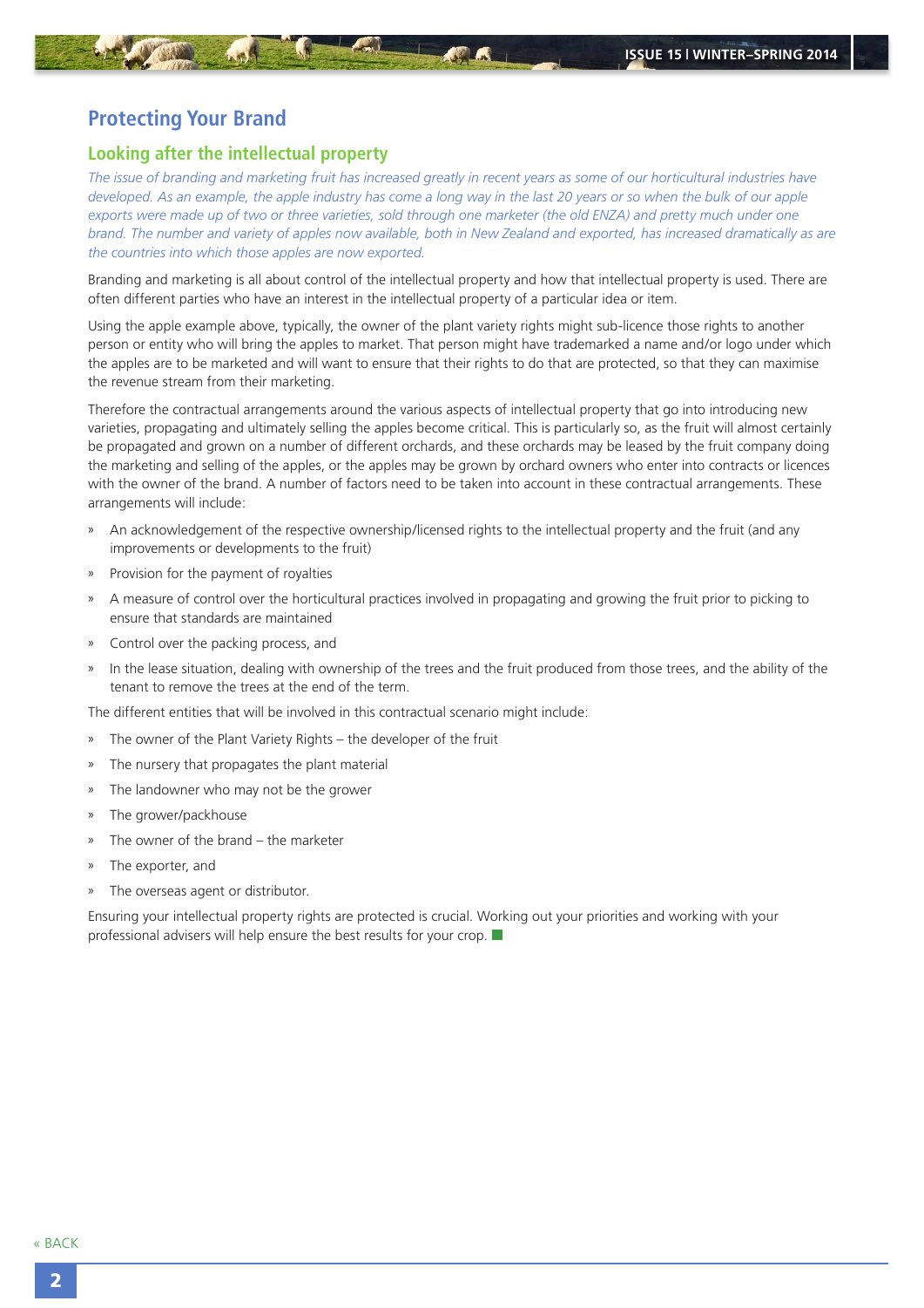# Protecting Your Brand

## Looking after the intellectual property

*The issue of branding and marketing fruit has increased greatly in recent years as some of our horticultural industries have developed. As an example, the apple industry has come a long way in the last 20 years or so when the bulk of our apple exports were made up of two or three varieties, sold through one marketer (the old ENZA) and pretty much under one brand. The number and variety of apples now available, both in New Zealand and exported, has increased dramatically as are the countries into which those apples are now exported.*

Branding and marketing is all about control of the intellectual property and how that intellectual property is used. There are often different parties who have an interest in the intellectual property of a particular idea or item.

Using the apple example above, typically, the owner of the plant variety rights might sub-licence those rights to another person or entity who will bring the apples to market. That person might have trademarked a name and/or logo under which the apples are to be marketed and will want to ensure that their rights to do that are protected, so that they can maximise the revenue stream from their marketing.

Therefore the contractual arrangements around the various aspects of intellectual property that go into introducing new varieties, propagating and ultimately selling the apples become critical. This is particularly so, as the fruit will almost certainly be propagated and grown on a number of different orchards, and these orchards may be leased by the fruit company doing the marketing and selling of the apples, or the apples may be grown by orchard owners who enter into contracts or licences with the owner of the brand. A number of factors need to be taken into account in these contractual arrangements. These arrangements will include:

- An acknowledgement of the respective ownership/licensed rights to the intellectual property and the fruit (and any improvements or developments to the fruit)
- Provision for the payment of royalties
- A measure of control over the horticultural practices involved in propagating and growing the fruit prior to picking to ensure that standards are maintained
- Control over the packing process, and
- In the lease situation, dealing with ownership of the trees and the fruit produced from those trees, and the ability of the tenant to remove the trees at the end of the term.

The different entities that will be involved in this contractual scenario might include:

- The owner of the Plant Variety Rights – the developer of the fruit
- The nursery that propagates the plant material
- The landowner who may not be the grower
- The grower/packhouse
- The owner of the brand – the marketer
- The exporter, and
- The overseas agent or distributor.

Ensuring your intellectual property rights are protected is crucial. Working out your priorities and working with your professional advisers will help ensure the best results for your crop.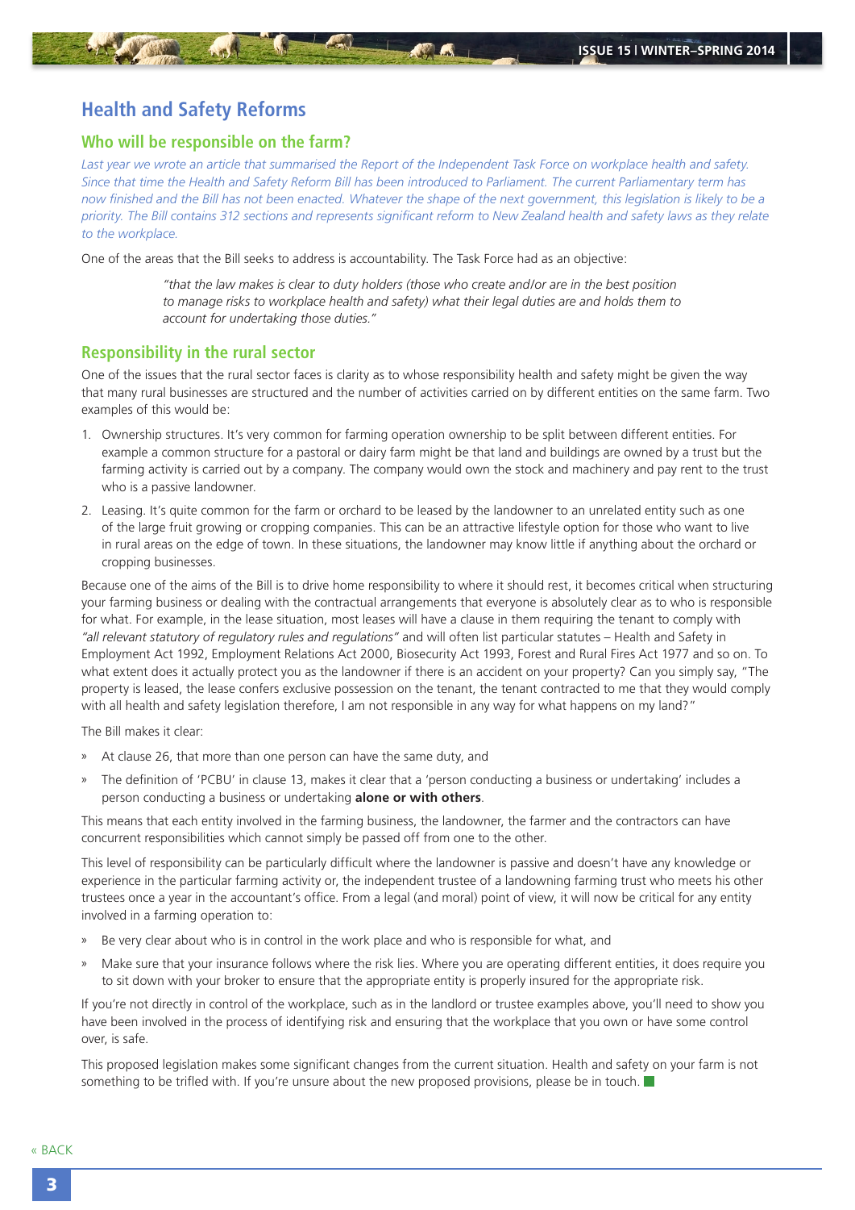# Health and Safety Reforms

## Who will be responsible on the farm?

*Last year we wrote an article that summarised the Report of the Independent Task Force on workplace health and safety. Since that time the Health and Safety Reform Bill has been introduced to Parliament. The current Parliamentary term has now finished and the Bill has not been enacted. Whatever the shape of the next government, this legislation is likely to be a priority. The Bill contains 312 sections and represents significant reform to New Zealand health and safety laws as they relate to the workplace.*

One of the areas that the Bill seeks to address is accountability. The Task Force had as an objective:

> *"that the law makes is clear to duty holders (those who create and/or are in the best position to manage risks to workplace health and safety) what their legal duties are and holds them to account for undertaking those duties."*

## Responsibility in the rural sector

One of the issues that the rural sector faces is clarity as to whose responsibility health and safety might be given the way that many rural businesses are structured and the number of activities carried on by different entities on the same farm. Two examples of this would be:

1. Ownership structures. It's very common for farming operation ownership to be split between different entities. For example a common structure for a pastoral or dairy farm might be that land and buildings are owned by a trust but the farming activity is carried out by a company. The company would own the stock and machinery and pay rent to the trust who is a passive landowner.
2. Leasing. It's quite common for the farm or orchard to be leased by the landowner to an unrelated entity such as one of the large fruit growing or cropping companies. This can be an attractive lifestyle option for those who want to live in rural areas on the edge of town. In these situations, the landowner may know little if anything about the orchard or cropping businesses.

Because one of the aims of the Bill is to drive home responsibility to where it should rest, it becomes critical when structuring your farming business or dealing with the contractual arrangements that everyone is absolutely clear as to who is responsible for what. For example, in the lease situation, most leases will have a clause in them requiring the tenant to comply with *"all relevant statutory of regulatory rules and regulations"* and will often list particular statutes – Health and Safety in Employment Act 1992, Employment Relations Act 2000, Biosecurity Act 1993, Forest and Rural Fires Act 1977 and so on. To what extent does it actually protect you as the landowner if there is an accident on your property? Can you simply say, "The property is leased, the lease confers exclusive possession on the tenant, the tenant contracted to me that they would comply with all health and safety legislation therefore, I am not responsible in any way for what happens on my land?"

The Bill makes it clear:

- At clause 26, that more than one person can have the same duty, and
- The definition of 'PCBU' in clause 13, makes it clear that a 'person conducting a business or undertaking' includes a person conducting a business or undertaking **alone or with others**.

This means that each entity involved in the farming business, the landowner, the farmer and the contractors can have concurrent responsibilities which cannot simply be passed off from one to the other.

This level of responsibility can be particularly difficult where the landowner is passive and doesn't have any knowledge or experience in the particular farming activity or, the independent trustee of a landowning farming trust who meets his other trustees once a year in the accountant's office. From a legal (and moral) point of view, it will now be critical for any entity involved in a farming operation to:

- Be very clear about who is in control in the work place and who is responsible for what, and
- Make sure that your insurance follows where the risk lies. Where you are operating different entities, it does require you to sit down with your broker to ensure that the appropriate entity is properly insured for the appropriate risk.

If you're not directly in control of the workplace, such as in the landlord or trustee examples above, you'll need to show you have been involved in the process of identifying risk and ensuring that the workplace that you own or have some control over, is safe.

This proposed legislation makes some significant changes from the current situation. Health and safety on your farm is not something to be trifled with. If you're unsure about the new proposed provisions, please be in touch.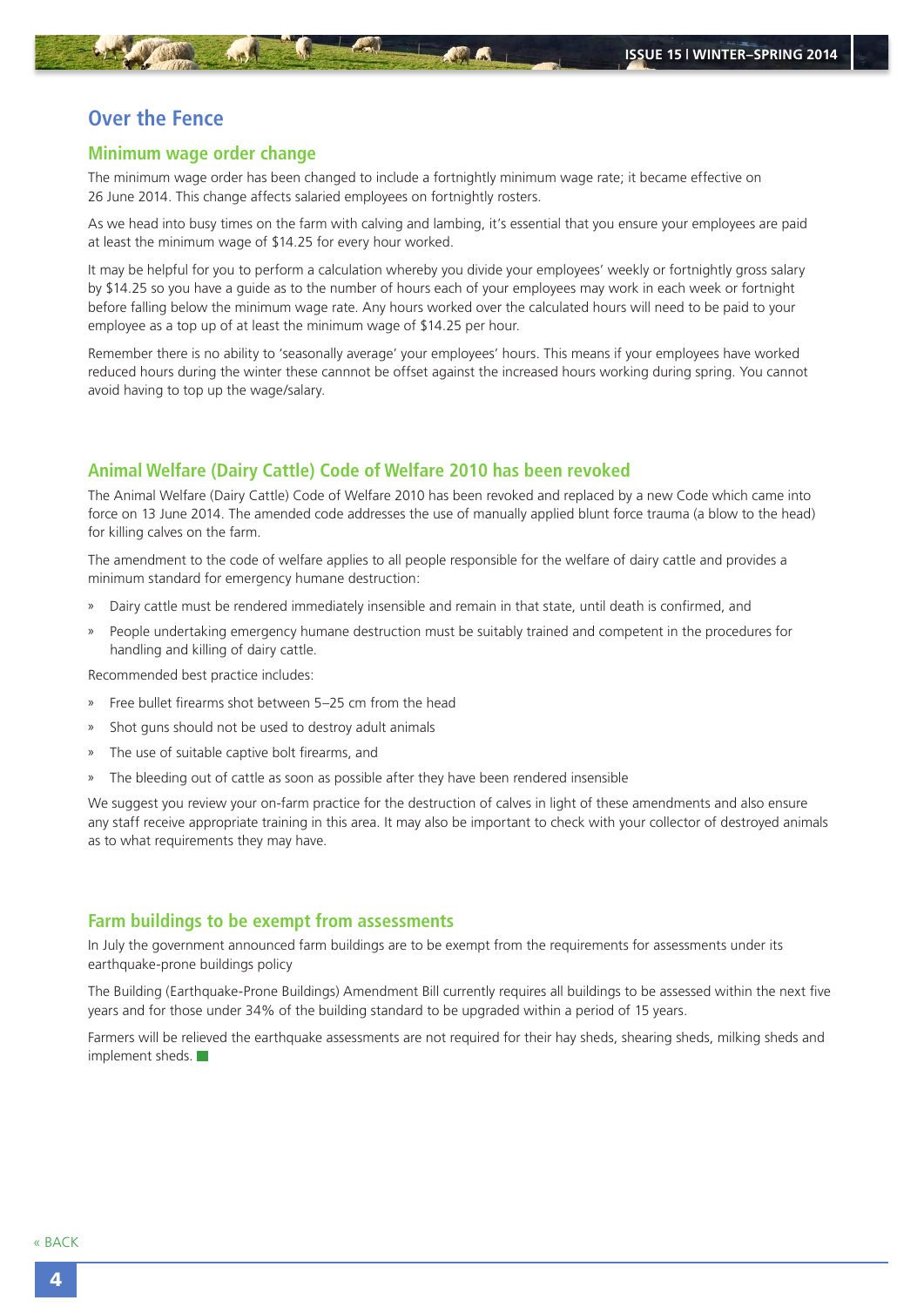# Over the Fence

## Minimum wage order change

The minimum wage order has been changed to include a fortnightly minimum wage rate; it became effective on 26 June 2014. This change affects salaried employees on fortnightly rosters.

As we head into busy times on the farm with calving and lambing, it's essential that you ensure your employees are paid at least the minimum wage of $14.25 for every hour worked.

It may be helpful for you to perform a calculation whereby you divide your employees' weekly or fortnightly gross salary by $14.25 so you have a guide as to the number of hours each of your employees may work in each week or fortnight before falling below the minimum wage rate. Any hours worked over the calculated hours will need to be paid to your employee as a top up of at least the minimum wage of $14.25 per hour.

Remember there is no ability to 'seasonally average' your employees' hours. This means if your employees have worked reduced hours during the winter these cannnot be offset against the increased hours working during spring. You cannot avoid having to top up the wage/salary.

## Animal Welfare (Dairy Cattle) Code of Welfare 2010 has been revoked

The Animal Welfare (Dairy Cattle) Code of Welfare 2010 has been revoked and replaced by a new Code which came into force on 13 June 2014. The amended code addresses the use of manually applied blunt force trauma (a blow to the head) for killing calves on the farm.

The amendment to the code of welfare applies to all people responsible for the welfare of dairy cattle and provides a minimum standard for emergency humane destruction:

- Dairy cattle must be rendered immediately insensible and remain in that state, until death is confirmed, and
- People undertaking emergency humane destruction must be suitably trained and competent in the procedures for handling and killing of dairy cattle.

Recommended best practice includes:

- Free bullet firearms shot between 5–25 cm from the head
- Shot guns should not be used to destroy adult animals
- The use of suitable captive bolt firearms, and
- The bleeding out of cattle as soon as possible after they have been rendered insensible

We suggest you review your on-farm practice for the destruction of calves in light of these amendments and also ensure any staff receive appropriate training in this area. It may also be important to check with your collector of destroyed animals as to what requirements they may have.

## Farm buildings to be exempt from assessments

In July the government announced farm buildings are to be exempt from the requirements for assessments under its earthquake-prone buildings policy

The Building (Earthquake-Prone Buildings) Amendment Bill currently requires all buildings to be assessed within the next five years and for those under 34% of the building standard to be upgraded within a period of 15 years.

Farmers will be relieved the earthquake assessments are not required for their hay sheds, shearing sheds, milking sheds and implement sheds.